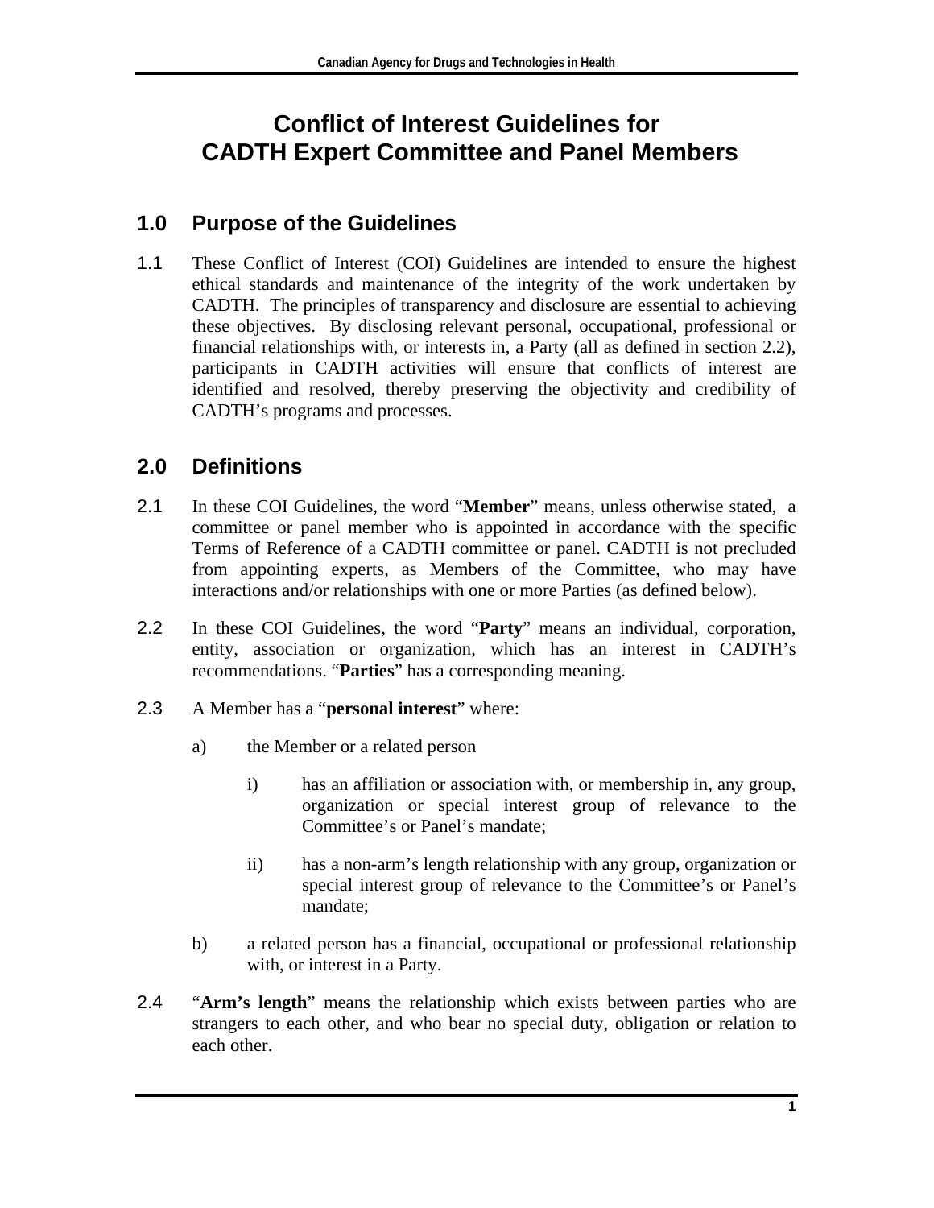# Conflict of Interest Guidelines for CADTH Expert Committee and Panel Members

## 1.0 Purpose of the Guidelines

1.1 These Conflict of Interest (COI) Guidelines are intended to ensure the highest ethical standards and maintenance of the integrity of the work undertaken by CADTH. The principles of transparency and disclosure are essential to achieving these objectives. By disclosing relevant personal, occupational, professional or financial relationships with, or interests in, a Party (all as defined in section 2.2), participants in CADTH activities will ensure that conflicts of interest are identified and resolved, thereby preserving the objectivity and credibility of CADTH's programs and processes.

## 2.0 Definitions

2.1 In these COI Guidelines, the word "**Member**" means, unless otherwise stated, a committee or panel member who is appointed in accordance with the specific Terms of Reference of a CADTH committee or panel. CADTH is not precluded from appointing experts, as Members of the Committee, who may have interactions and/or relationships with one or more Parties (as defined below).

2.2 In these COI Guidelines, the word "**Party**" means an individual, corporation, entity, association or organization, which has an interest in CADTH's recommendations. "**Parties**" has a corresponding meaning.

2.3 A Member has a "**personal interest**" where:

a) the Member or a related person

   i) has an affiliation or association with, or membership in, any group, organization or special interest group of relevance to the Committee's or Panel's mandate;

   ii) has a non-arm's length relationship with any group, organization or special interest group of relevance to the Committee's or Panel's mandate;

b) a related person has a financial, occupational or professional relationship with, or interest in a Party.

2.4 "**Arm's length**" means the relationship which exists between parties who are strangers to each other, and who bear no special duty, obligation or relation to each other.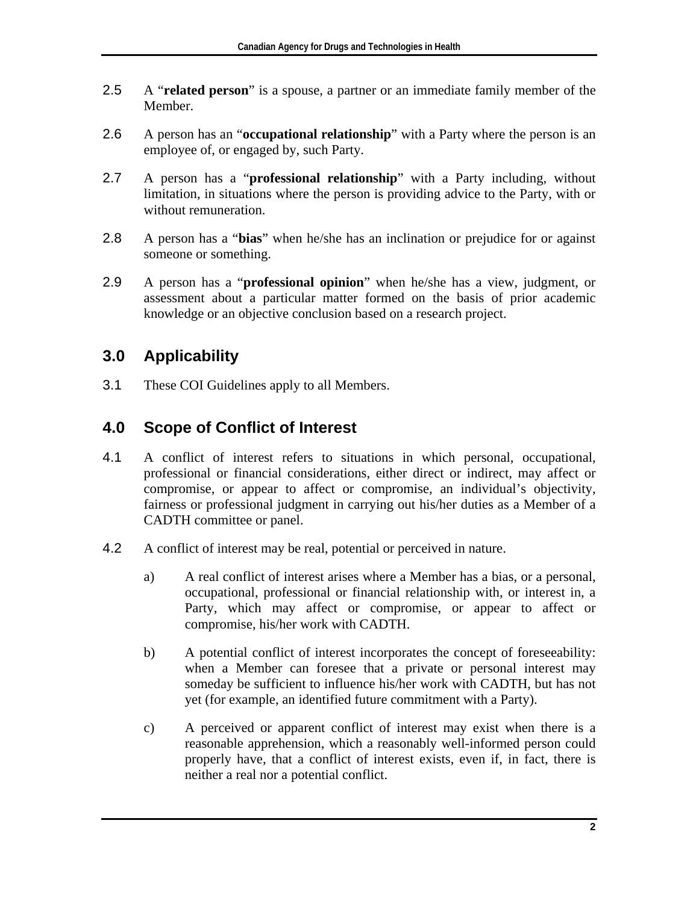2.5 A "**related person**" is a spouse, a partner or an immediate family member of the Member.

2.6 A person has an "**occupational relationship**" with a Party where the person is an employee of, or engaged by, such Party.

2.7 A person has a "**professional relationship**" with a Party including, without limitation, in situations where the person is providing advice to the Party, with or without remuneration.

2.8 A person has a "**bias**" when he/she has an inclination or prejudice for or against someone or something.

2.9 A person has a "**professional opinion**" when he/she has a view, judgment, or assessment about a particular matter formed on the basis of prior academic knowledge or an objective conclusion based on a research project.

## 3.0 Applicability

3.1 These COI Guidelines apply to all Members.

## 4.0 Scope of Conflict of Interest

4.1 A conflict of interest refers to situations in which personal, occupational, professional or financial considerations, either direct or indirect, may affect or compromise, or appear to affect or compromise, an individual's objectivity, fairness or professional judgment in carrying out his/her duties as a Member of a CADTH committee or panel.

4.2 A conflict of interest may be real, potential or perceived in nature.

a) A real conflict of interest arises where a Member has a bias, or a personal, occupational, professional or financial relationship with, or interest in, a Party, which may affect or compromise, or appear to affect or compromise, his/her work with CADTH.

b) A potential conflict of interest incorporates the concept of foreseeability: when a Member can foresee that a private or personal interest may someday be sufficient to influence his/her work with CADTH, but has not yet (for example, an identified future commitment with a Party).

c) A perceived or apparent conflict of interest may exist when there is a reasonable apprehension, which a reasonably well-informed person could properly have, that a conflict of interest exists, even if, in fact, there is neither a real nor a potential conflict.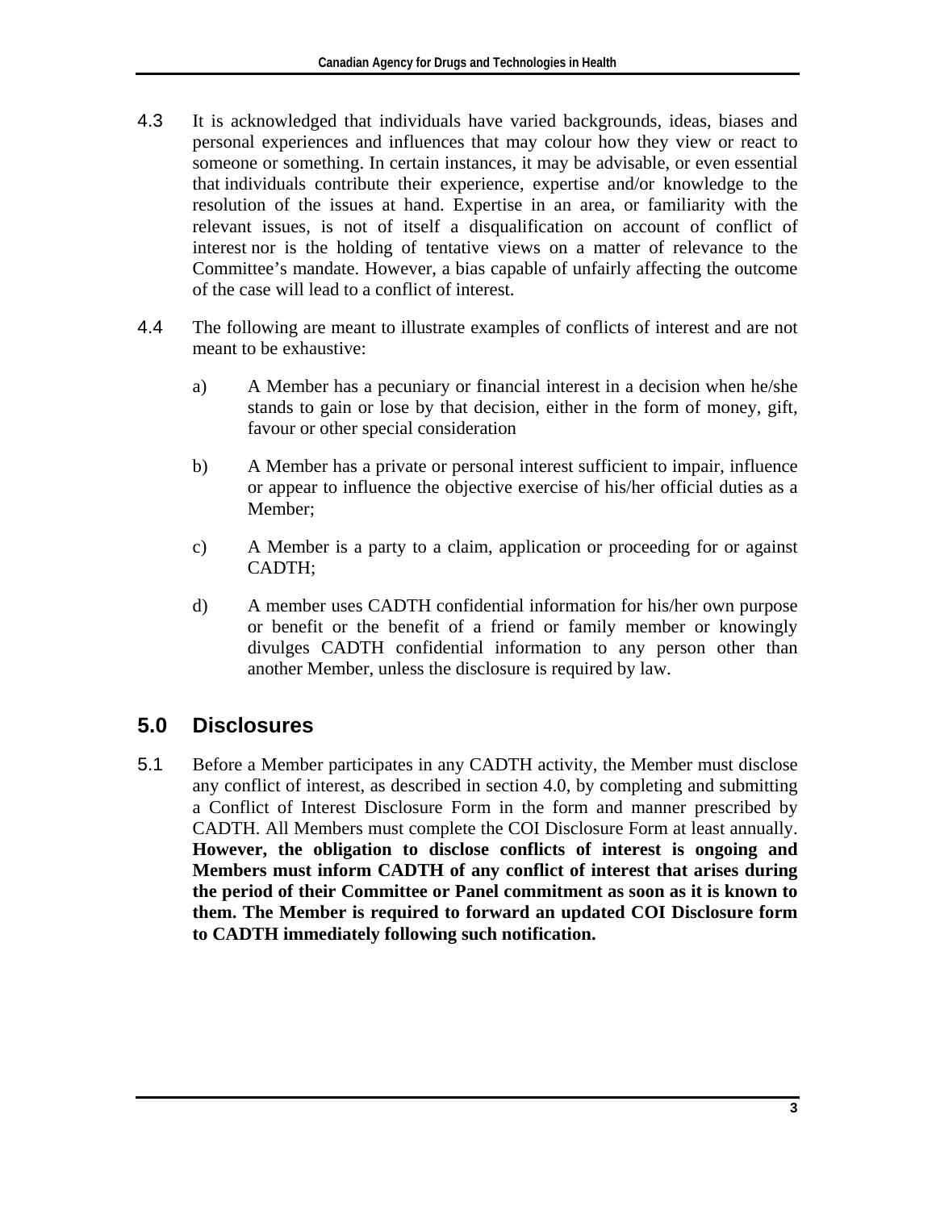4.3 It is acknowledged that individuals have varied backgrounds, ideas, biases and personal experiences and influences that may colour how they view or react to someone or something. In certain instances, it may be advisable, or even essential that individuals contribute their experience, expertise and/or knowledge to the resolution of the issues at hand. Expertise in an area, or familiarity with the relevant issues, is not of itself a disqualification on account of conflict of interest nor is the holding of tentative views on a matter of relevance to the Committee's mandate. However, a bias capable of unfairly affecting the outcome of the case will lead to a conflict of interest.

4.4 The following are meant to illustrate examples of conflicts of interest and are not meant to be exhaustive:

a) A Member has a pecuniary or financial interest in a decision when he/she stands to gain or lose by that decision, either in the form of money, gift, favour or other special consideration

b) A Member has a private or personal interest sufficient to impair, influence or appear to influence the objective exercise of his/her official duties as a Member;

c) A Member is a party to a claim, application or proceeding for or against CADTH;

d) A member uses CADTH confidential information for his/her own purpose or benefit or the benefit of a friend or family member or knowingly divulges CADTH confidential information to any person other than another Member, unless the disclosure is required by law.

## 5.0 Disclosures

5.1 Before a Member participates in any CADTH activity, the Member must disclose any conflict of interest, as described in section 4.0, by completing and submitting a Conflict of Interest Disclosure Form in the form and manner prescribed by CADTH. All Members must complete the COI Disclosure Form at least annually. **However, the obligation to disclose conflicts of interest is ongoing and Members must inform CADTH of any conflict of interest that arises during the period of their Committee or Panel commitment as soon as it is known to them. The Member is required to forward an updated COI Disclosure form to CADTH immediately following such notification.**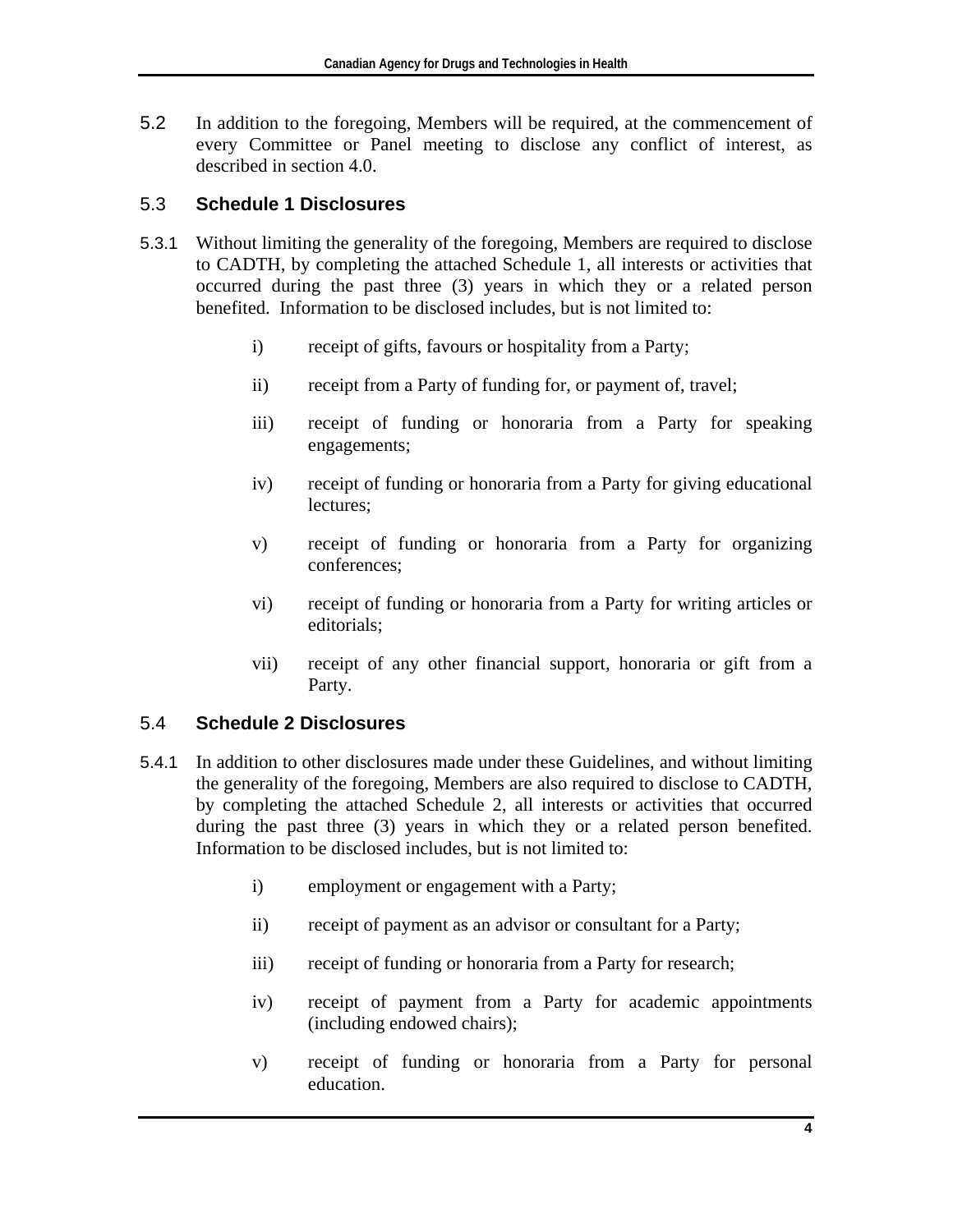5.2 In addition to the foregoing, Members will be required, at the commencement of every Committee or Panel meeting to disclose any conflict of interest, as described in section 4.0.

### 5.3 Schedule 1 Disclosures

5.3.1 Without limiting the generality of the foregoing, Members are required to disclose to CADTH, by completing the attached Schedule 1, all interests or activities that occurred during the past three (3) years in which they or a related person benefited. Information to be disclosed includes, but is not limited to:

- i) receipt of gifts, favours or hospitality from a Party;
- ii) receipt from a Party of funding for, or payment of, travel;
- iii) receipt of funding or honoraria from a Party for speaking engagements;
- iv) receipt of funding or honoraria from a Party for giving educational lectures;
- v) receipt of funding or honoraria from a Party for organizing conferences;
- vi) receipt of funding or honoraria from a Party for writing articles or editorials;
- vii) receipt of any other financial support, honoraria or gift from a Party.

### 5.4 Schedule 2 Disclosures

5.4.1 In addition to other disclosures made under these Guidelines, and without limiting the generality of the foregoing, Members are also required to disclose to CADTH, by completing the attached Schedule 2, all interests or activities that occurred during the past three (3) years in which they or a related person benefited. Information to be disclosed includes, but is not limited to:

- i) employment or engagement with a Party;
- ii) receipt of payment as an advisor or consultant for a Party;
- iii) receipt of funding or honoraria from a Party for research;
- iv) receipt of payment from a Party for academic appointments (including endowed chairs);
- v) receipt of funding or honoraria from a Party for personal education.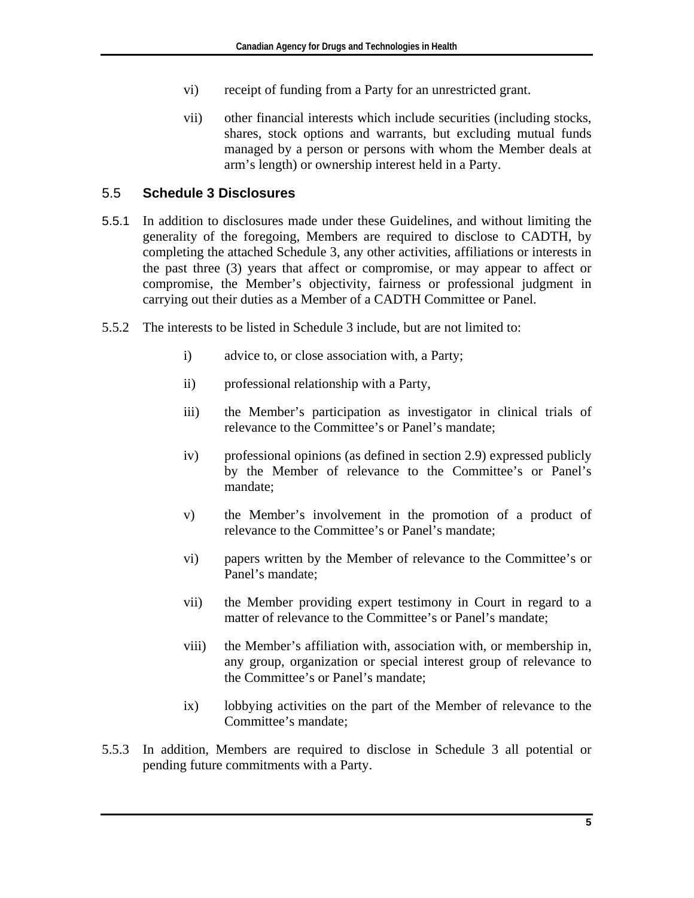vi) receipt of funding from a Party for an unrestricted grant.

vii) other financial interests which include securities (including stocks, shares, stock options and warrants, but excluding mutual funds managed by a person or persons with whom the Member deals at arm's length) or ownership interest held in a Party.

## 5.5 Schedule 3 Disclosures

5.5.1 In addition to disclosures made under these Guidelines, and without limiting the generality of the foregoing, Members are required to disclose to CADTH, by completing the attached Schedule 3, any other activities, affiliations or interests in the past three (3) years that affect or compromise, or may appear to affect or compromise, the Member's objectivity, fairness or professional judgment in carrying out their duties as a Member of a CADTH Committee or Panel.

5.5.2 The interests to be listed in Schedule 3 include, but are not limited to:

i) advice to, or close association with, a Party;

ii) professional relationship with a Party,

iii) the Member's participation as investigator in clinical trials of relevance to the Committee's or Panel's mandate;

iv) professional opinions (as defined in section 2.9) expressed publicly by the Member of relevance to the Committee's or Panel's mandate;

v) the Member's involvement in the promotion of a product of relevance to the Committee's or Panel's mandate;

vi) papers written by the Member of relevance to the Committee's or Panel's mandate;

vii) the Member providing expert testimony in Court in regard to a matter of relevance to the Committee's or Panel's mandate;

viii) the Member's affiliation with, association with, or membership in, any group, organization or special interest group of relevance to the Committee's or Panel's mandate;

ix) lobbying activities on the part of the Member of relevance to the Committee's mandate;

5.5.3 In addition, Members are required to disclose in Schedule 3 all potential or pending future commitments with a Party.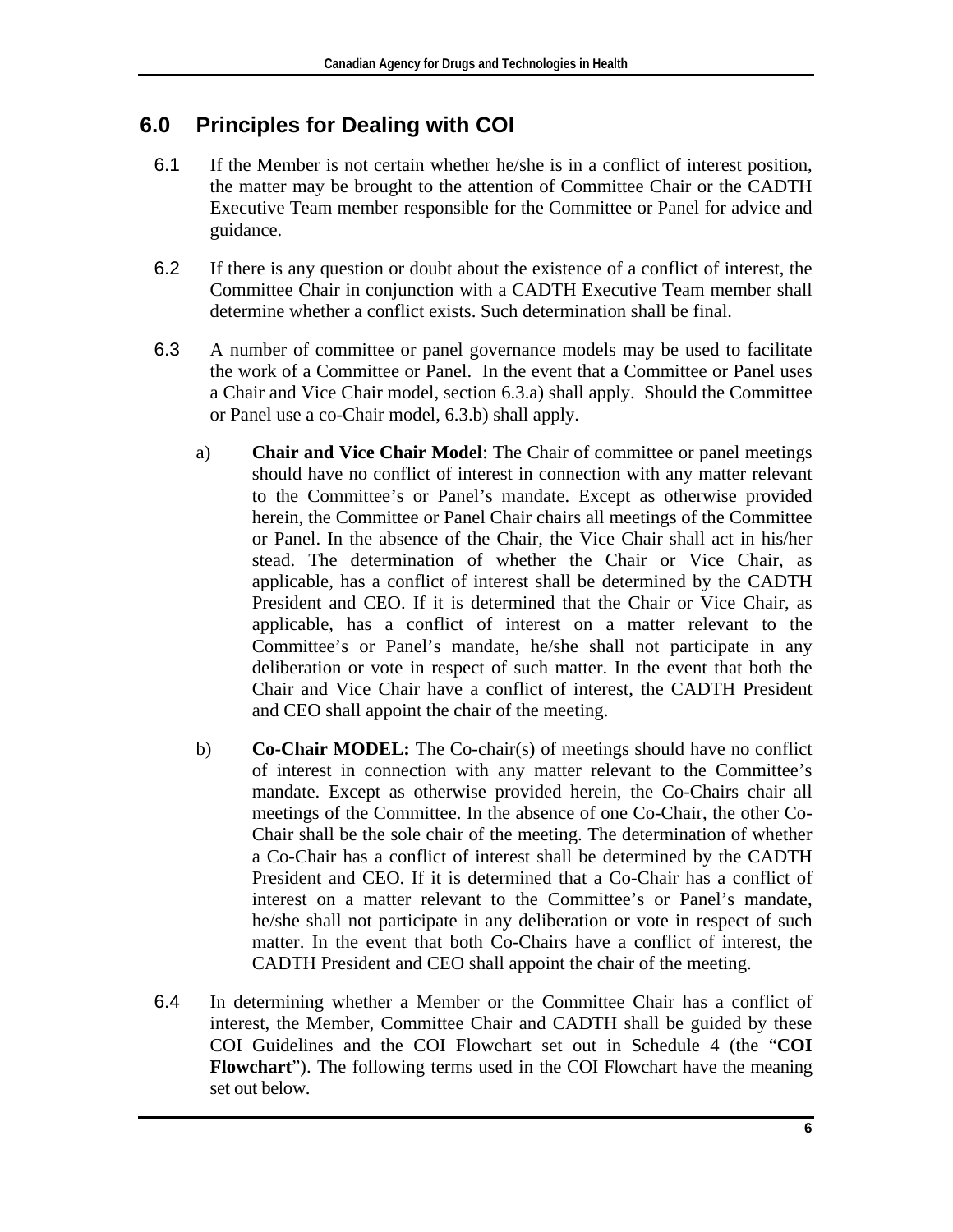## 6.0 Principles for Dealing with COI

6.1 If the Member is not certain whether he/she is in a conflict of interest position, the matter may be brought to the attention of Committee Chair or the CADTH Executive Team member responsible for the Committee or Panel for advice and guidance.

6.2 If there is any question or doubt about the existence of a conflict of interest, the Committee Chair in conjunction with a CADTH Executive Team member shall determine whether a conflict exists. Such determination shall be final.

6.3 A number of committee or panel governance models may be used to facilitate the work of a Committee or Panel. In the event that a Committee or Panel uses a Chair and Vice Chair model, section 6.3.a) shall apply. Should the Committee or Panel use a co-Chair model, 6.3.b) shall apply.

a) **Chair and Vice Chair Model**: The Chair of committee or panel meetings should have no conflict of interest in connection with any matter relevant to the Committee's or Panel's mandate. Except as otherwise provided herein, the Committee or Panel Chair chairs all meetings of the Committee or Panel. In the absence of the Chair, the Vice Chair shall act in his/her stead. The determination of whether the Chair or Vice Chair, as applicable, has a conflict of interest shall be determined by the CADTH President and CEO. If it is determined that the Chair or Vice Chair, as applicable, has a conflict of interest on a matter relevant to the Committee's or Panel's mandate, he/she shall not participate in any deliberation or vote in respect of such matter. In the event that both the Chair and Vice Chair have a conflict of interest, the CADTH President and CEO shall appoint the chair of the meeting.

b) **Co-Chair MODEL:** The Co-chair(s) of meetings should have no conflict of interest in connection with any matter relevant to the Committee's mandate. Except as otherwise provided herein, the Co-Chairs chair all meetings of the Committee. In the absence of one Co-Chair, the other Co-Chair shall be the sole chair of the meeting. The determination of whether a Co-Chair has a conflict of interest shall be determined by the CADTH President and CEO. If it is determined that a Co-Chair has a conflict of interest on a matter relevant to the Committee's or Panel's mandate, he/she shall not participate in any deliberation or vote in respect of such matter. In the event that both Co-Chairs have a conflict of interest, the CADTH President and CEO shall appoint the chair of the meeting.

6.4 In determining whether a Member or the Committee Chair has a conflict of interest, the Member, Committee Chair and CADTH shall be guided by these COI Guidelines and the COI Flowchart set out in Schedule 4 (the "**COI Flowchart**"). The following terms used in the COI Flowchart have the meaning set out below.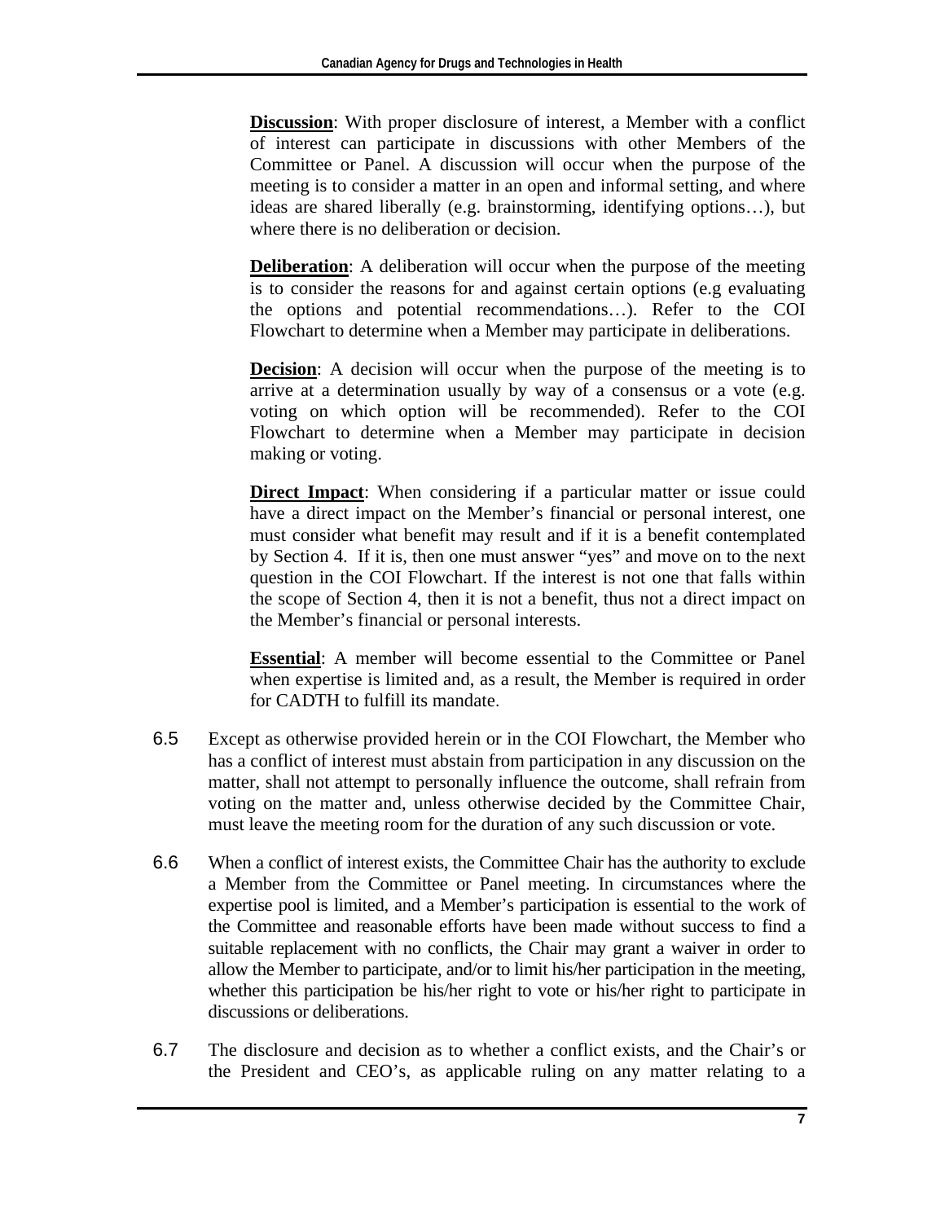**Discussion**: With proper disclosure of interest, a Member with a conflict of interest can participate in discussions with other Members of the Committee or Panel. A discussion will occur when the purpose of the meeting is to consider a matter in an open and informal setting, and where ideas are shared liberally (e.g. brainstorming, identifying options…), but where there is no deliberation or decision.

**Deliberation**: A deliberation will occur when the purpose of the meeting is to consider the reasons for and against certain options (e.g evaluating the options and potential recommendations…). Refer to the COI Flowchart to determine when a Member may participate in deliberations.

**Decision**: A decision will occur when the purpose of the meeting is to arrive at a determination usually by way of a consensus or a vote (e.g. voting on which option will be recommended). Refer to the COI Flowchart to determine when a Member may participate in decision making or voting.

**Direct Impact**: When considering if a particular matter or issue could have a direct impact on the Member's financial or personal interest, one must consider what benefit may result and if it is a benefit contemplated by Section 4. If it is, then one must answer "yes" and move on to the next question in the COI Flowchart. If the interest is not one that falls within the scope of Section 4, then it is not a benefit, thus not a direct impact on the Member's financial or personal interests.

**Essential**: A member will become essential to the Committee or Panel when expertise is limited and, as a result, the Member is required in order for CADTH to fulfill its mandate.

6.5 Except as otherwise provided herein or in the COI Flowchart, the Member who has a conflict of interest must abstain from participation in any discussion on the matter, shall not attempt to personally influence the outcome, shall refrain from voting on the matter and, unless otherwise decided by the Committee Chair, must leave the meeting room for the duration of any such discussion or vote.

6.6 When a conflict of interest exists, the Committee Chair has the authority to exclude a Member from the Committee or Panel meeting. In circumstances where the expertise pool is limited, and a Member's participation is essential to the work of the Committee and reasonable efforts have been made without success to find a suitable replacement with no conflicts, the Chair may grant a waiver in order to allow the Member to participate, and/or to limit his/her participation in the meeting, whether this participation be his/her right to vote or his/her right to participate in discussions or deliberations.

6.7 The disclosure and decision as to whether a conflict exists, and the Chair's or the President and CEO's, as applicable ruling on any matter relating to a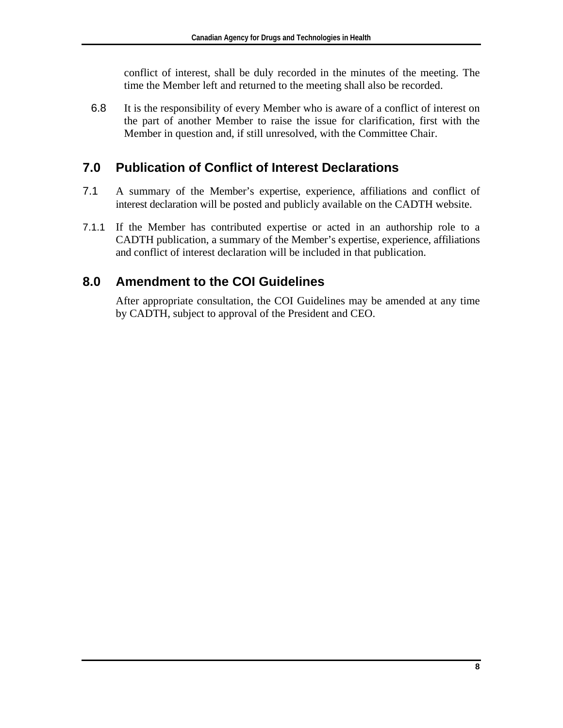conflict of interest, shall be duly recorded in the minutes of the meeting. The time the Member left and returned to the meeting shall also be recorded.

6.8 It is the responsibility of every Member who is aware of a conflict of interest on the part of another Member to raise the issue for clarification, first with the Member in question and, if still unresolved, with the Committee Chair.

## 7.0 Publication of Conflict of Interest Declarations

7.1 A summary of the Member's expertise, experience, affiliations and conflict of interest declaration will be posted and publicly available on the CADTH website.

7.1.1 If the Member has contributed expertise or acted in an authorship role to a CADTH publication, a summary of the Member's expertise, experience, affiliations and conflict of interest declaration will be included in that publication.

## 8.0 Amendment to the COI Guidelines

After appropriate consultation, the COI Guidelines may be amended at any time by CADTH, subject to approval of the President and CEO.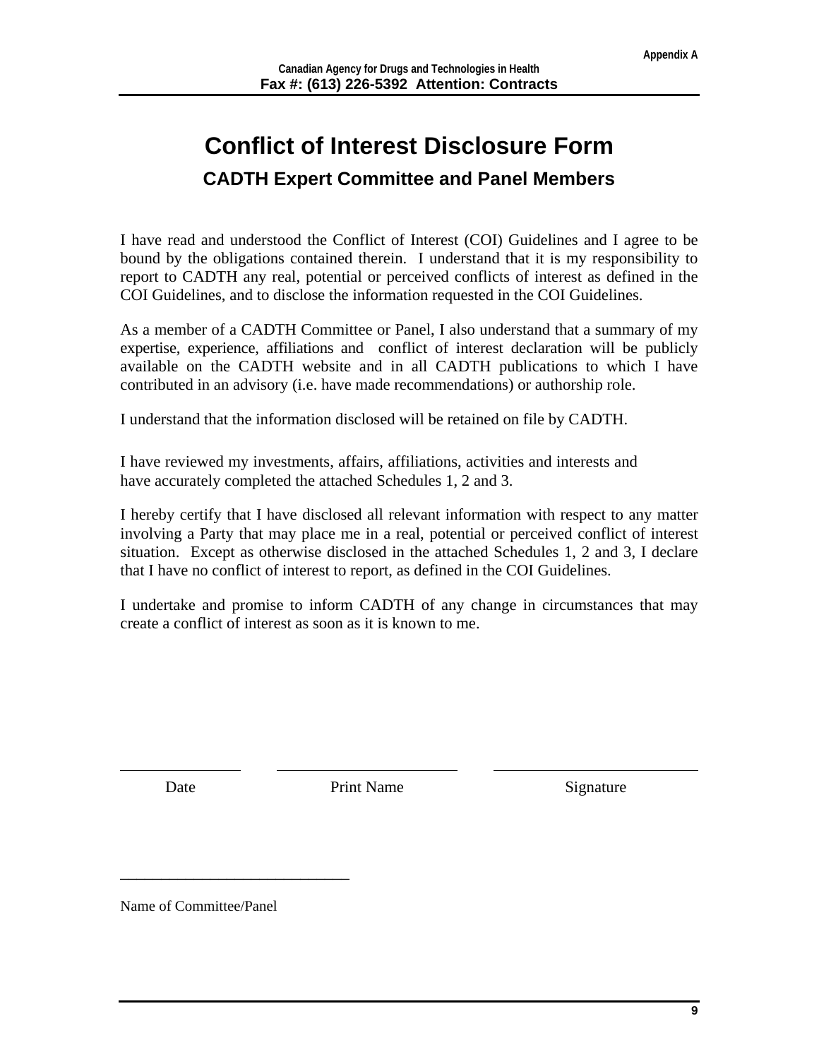Appendix A

Canadian Agency for Drugs and Technologies in Health
**Fax #: (613) 226-5392 Attention: Contracts**

# Conflict of Interest Disclosure Form

## CADTH Expert Committee and Panel Members

I have read and understood the Conflict of Interest (COI) Guidelines and I agree to be bound by the obligations contained therein. I understand that it is my responsibility to report to CADTH any real, potential or perceived conflicts of interest as defined in the COI Guidelines, and to disclose the information requested in the COI Guidelines.

As a member of a CADTH Committee or Panel, I also understand that a summary of my expertise, experience, affiliations and conflict of interest declaration will be publicly available on the CADTH website and in all CADTH publications to which I have contributed in an advisory (i.e. have made recommendations) or authorship role.

I understand that the information disclosed will be retained on file by CADTH.

I have reviewed my investments, affairs, affiliations, activities and interests and have accurately completed the attached Schedules 1, 2 and 3.

I hereby certify that I have disclosed all relevant information with respect to any matter involving a Party that may place me in a real, potential or perceived conflict of interest situation. Except as otherwise disclosed in the attached Schedules 1, 2 and 3, I declare that I have no conflict of interest to report, as defined in the COI Guidelines.

I undertake and promise to inform CADTH of any change in circumstances that may create a conflict of interest as soon as it is known to me.

| \_\_\_\_\_\_\_\_\_\_\_\_\_\_\_\_ | \_\_\_\_\_\_\_\_\_\_\_\_\_\_\_\_\_\_\_\_\_\_\_\_ | \_\_\_\_\_\_\_\_\_\_\_\_\_\_\_\_\_\_\_\_\_\_\_\_\_\_\_ |
|---|---|---|
| Date | Print Name | Signature |

\_\_\_\_\_\_\_\_\_\_\_\_\_\_\_\_\_\_\_\_\_\_\_\_\_\_\_\_\_\_

Name of Committee/Panel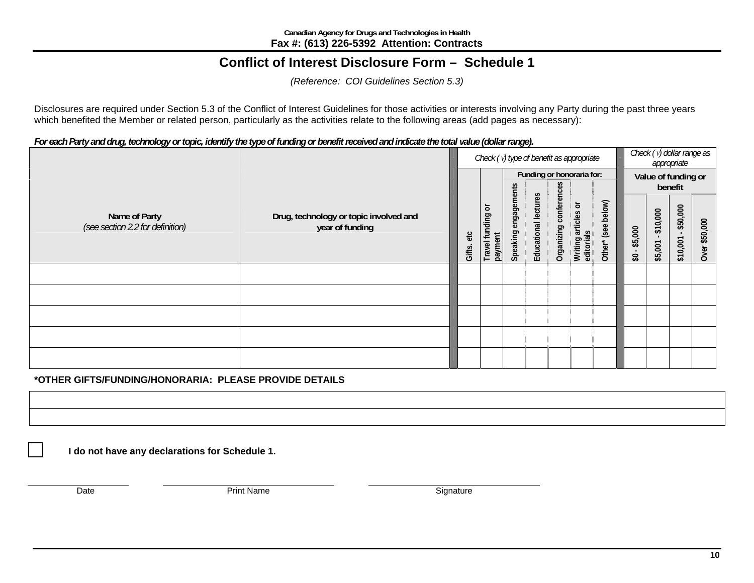Canadian Agency for Drugs and Technologies in Health
**Fax #: (613) 226-5392 Attention: Contracts**

# Conflict of Interest Disclosure Form – Schedule 1

*(Reference: COI Guidelines Section 5.3)*

Disclosures are required under Section 5.3 of the Conflict of Interest Guidelines for those activities or interests involving any Party during the past three years which benefited the Member or related person, particularly as the activities relate to the following areas (add pages as necessary):

***For each Party and drug, technology or topic, identify the type of funding or benefit received and indicate the total value (dollar range).***

| Name of Party *(see section 2.2 for definition)* | Drug, technology or topic involved and year of funding | *Check (√) type of benefit as appropriate* | | | | | | | *Check (√) dollar range as appropriate* | | | |
|---|---|---|---|---|---|---|---|---|---|---|---|---|
| | | | | **Funding or honoraria for:** | | | | | **Value of funding or benefit** | | | |
| | | Gifts. etc | Travel funding or payment | Speaking engagements | Educational lectures | Organizing conferences | Writing articles or editorials | Other* (see below) | $0 - $5,000 | $5,001 - $10,000 | $10,001 - $50,000 | Over $50,000 |
| | | | | | | | | | | | | |
| | | | | | | | | | | | | |
| | | | | | | | | | | | | |
| | | | | | | | | | | | | |
| | | | | | | | | | | | | |

**\*OTHER GIFTS/FUNDING/HONORARIA: PLEASE PROVIDE DETAILS**

| |
|---|
| |
| |

☐ **I do not have any declarations for Schedule 1.**

Date ____________________ Print Name ____________________ Signature ____________________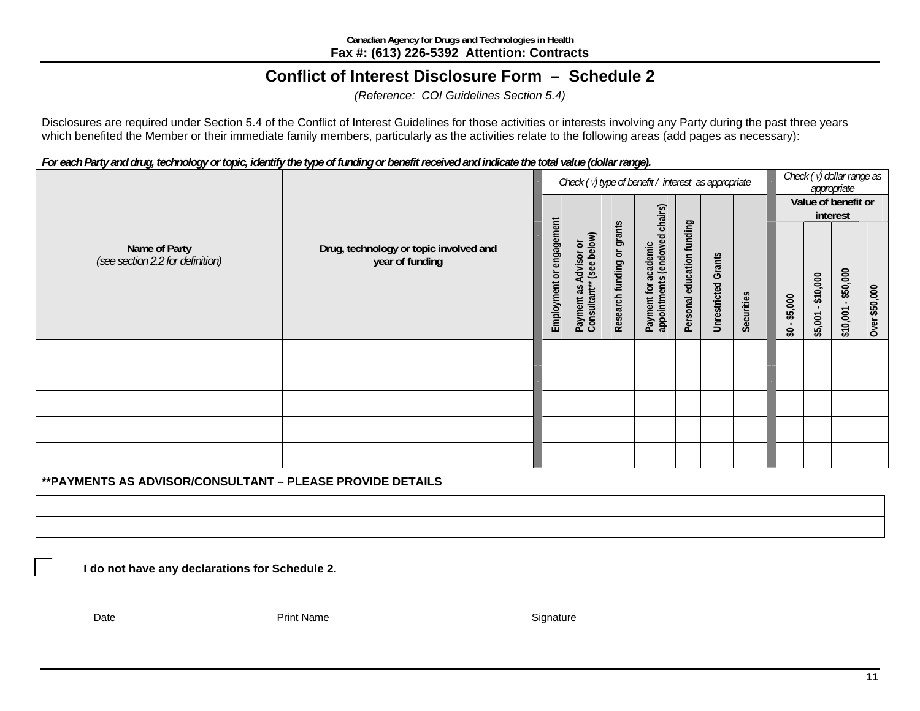Canadian Agency for Drugs and Technologies in Health
**Fax #: (613) 226-5392 Attention: Contracts**

# Conflict of Interest Disclosure Form – Schedule 2

*(Reference: COI Guidelines Section 5.4)*

Disclosures are required under Section 5.4 of the Conflict of Interest Guidelines for those activities or interests involving any Party during the past three years which benefited the Member or their immediate family members, particularly as the activities relate to the following areas (add pages as necessary):

***For each Party and drug, technology or topic, identify the type of funding or benefit received and indicate the total value (dollar range).***

| Name of Party *(see section 2.2 for definition)* | Drug, technology or topic involved and year of funding | Check (√) type of benefit / interest as appropriate | | | | | | | Check (√) dollar range as appropriate — Value of benefit or interest | | | |
|---|---|---|---|---|---|---|---|---|---|---|---|---|
| | | Employment or engagement | Payment as Advisor or Consultant** (see below) | Research funding or grants | Payment for academic appointments (endowed chairs) | Personal education funding | Unrestricted Grants | Securities | $0 - $5,000 | $5,001 - $10,000 | $10,001 - $50,000 | Over $50,000 |
| | | | | | | | | | | | | |
| | | | | | | | | | | | | |
| | | | | | | | | | | | | |
| | | | | | | | | | | | | |
| | | | | | | | | | | | | |

**\*\*PAYMENTS AS ADVISOR/CONSULTANT – PLEASE PROVIDE DETAILS**

| |
|---|
| |
| |

☐ **I do not have any declarations for Schedule 2.**

Date ____________________ Print Name ____________________ Signature ____________________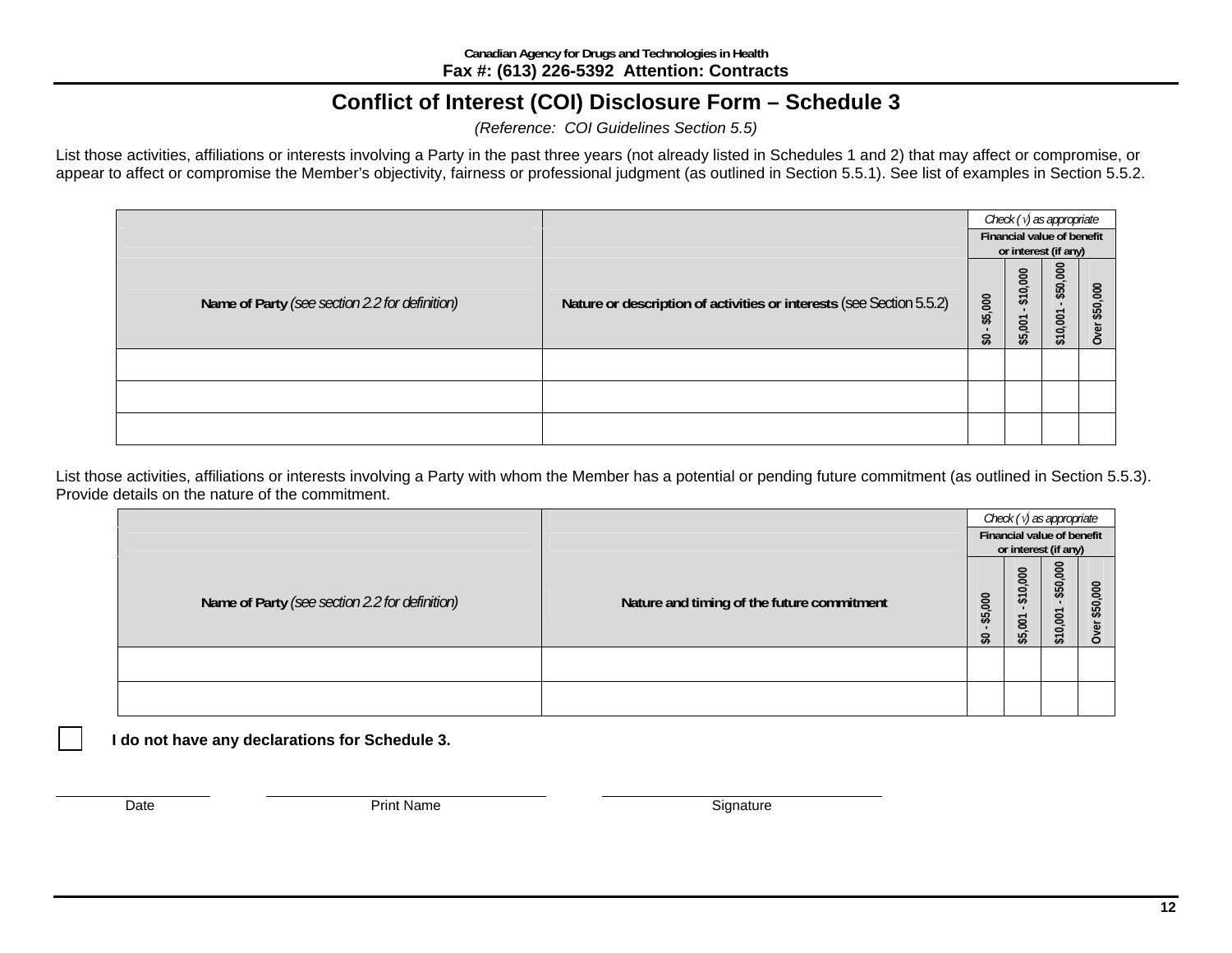Canadian Agency for Drugs and Technologies in Health
**Fax #: (613) 226-5392 Attention: Contracts**

# Conflict of Interest (COI) Disclosure Form – Schedule 3

*(Reference: COI Guidelines Section 5.5)*

List those activities, affiliations or interests involving a Party in the past three years (not already listed in Schedules 1 and 2) that may affect or compromise, or appear to affect or compromise the Member's objectivity, fairness or professional judgment (as outlined in Section 5.5.1). See list of examples in Section 5.5.2.

| | | *Check (√) as appropriate* | | | |
|---|---|---|---|---|---|
| | | **Financial value of benefit or interest (if any)** | | | |
| **Name of Party** *(see section 2.2 for definition)* | **Nature or description of activities or interests** (see Section 5.5.2) | **$0 - $5,000** | **$5,001 - $10,000** | **$10,001 - $50,000** | **Over $50,000** |
| | | | | | |
| | | | | | |
| | | | | | |

List those activities, affiliations or interests involving a Party with whom the Member has a potential or pending future commitment (as outlined in Section 5.5.3). Provide details on the nature of the commitment.

| | | *Check (√) as appropriate* | | | |
|---|---|---|---|---|---|
| | | **Financial value of benefit or interest (if any)** | | | |
| **Name of Party** *(see section 2.2 for definition)* | **Nature and timing of the future commitment** | **$0 - $5,000** | **$5,001 - $10,000** | **$10,001 - $50,000** | **Over $50,000** |
| | | | | | |
| | | | | | |

☐ **I do not have any declarations for Schedule 3.**

Date ____________ Print Name ____________ Signature ____________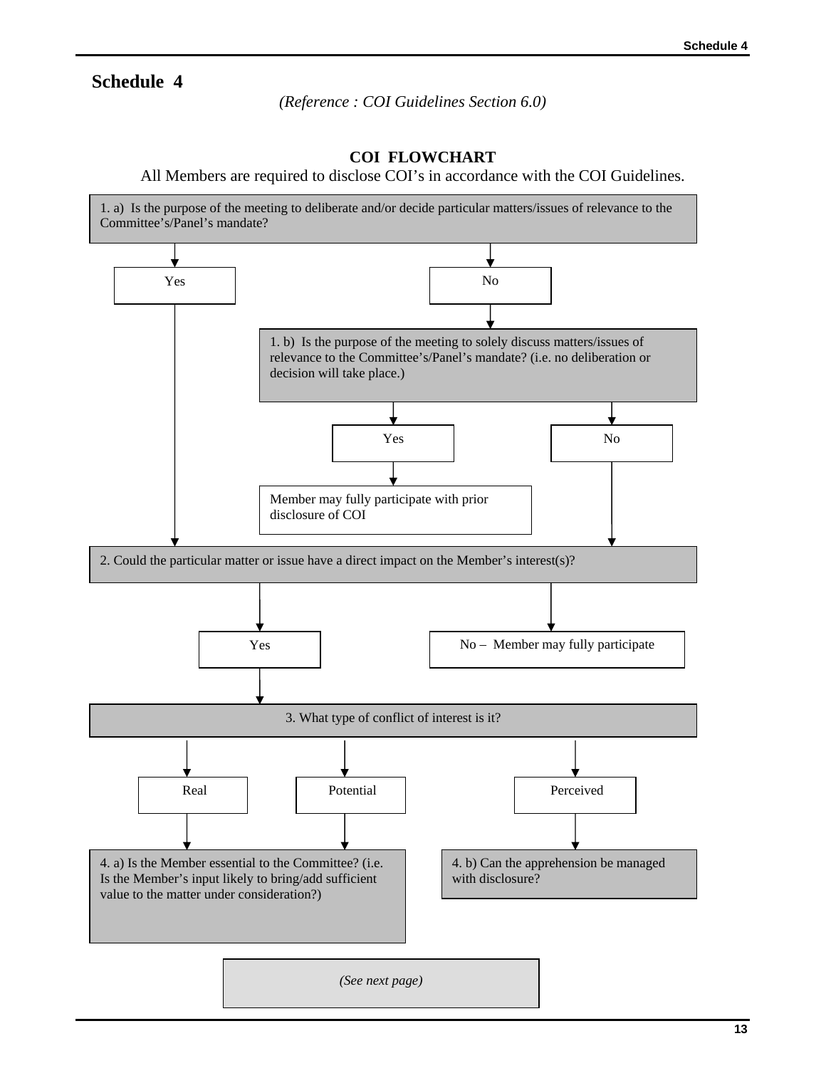# Schedule 4

*(Reference : COI Guidelines Section 6.0)*

**COI FLOWCHART**

All Members are required to disclose COI's in accordance with the COI Guidelines.

1. a) Is the purpose of the meeting to deliberate and/or decide particular matters/issues of relevance to the Committee's/Panel's mandate?

- Yes → go to 2.
- No → go to 1. b)

1. b) Is the purpose of the meeting to solely discuss matters/issues of relevance to the Committee's/Panel's mandate? (i.e. no deliberation or decision will take place.)

- Yes → Member may fully participate with prior disclosure of COI
- No → go to 2.

2. Could the particular matter or issue have a direct impact on the Member's interest(s)?

- Yes → go to 3.
- No – Member may fully participate

3. What type of conflict of interest is it?

- Real → go to 4. a)
- Potential → go to 4. a)
- Perceived → go to 4. b)

4. a) Is the Member essential to the Committee? (i.e. Is the Member's input likely to bring/add sufficient value to the matter under consideration?)

4. b) Can the apprehension be managed with disclosure?

*(See next page)*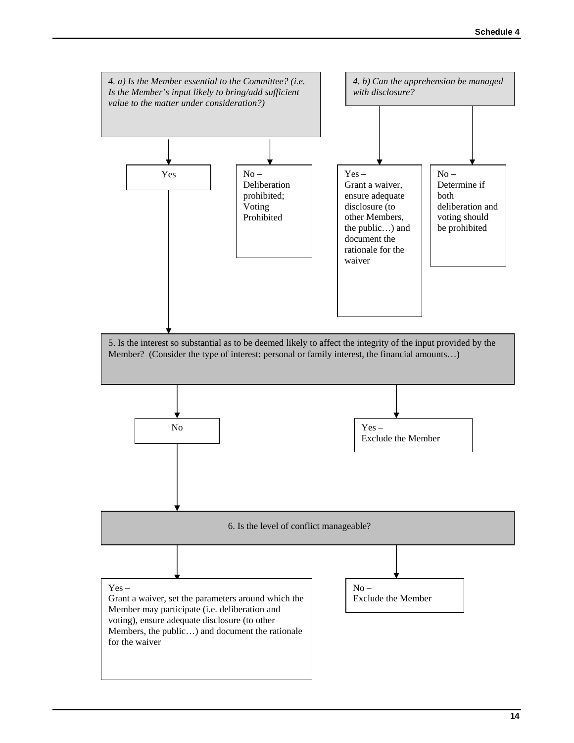*4. a) Is the Member essential to the Committee? (i.e. Is the Member's input likely to bring/add sufficient value to the matter under consideration?)*

Yes

No – Deliberation prohibited; Voting Prohibited

*4. b) Can the apprehension be managed with disclosure?*

Yes – Grant a waiver, ensure adequate disclosure (to other Members, the public…) and document the rationale for the waiver

No – Determine if both deliberation and voting should be prohibited

5. Is the interest so substantial as to be deemed likely to affect the integrity of the input provided by the Member? (Consider the type of interest: personal or family interest, the financial amounts…)

No

Yes – Exclude the Member

6. Is the level of conflict manageable?

Yes – Grant a waiver, set the parameters around which the Member may participate (i.e. deliberation and voting), ensure adequate disclosure (to other Members, the public…) and document the rationale for the waiver

No – Exclude the Member